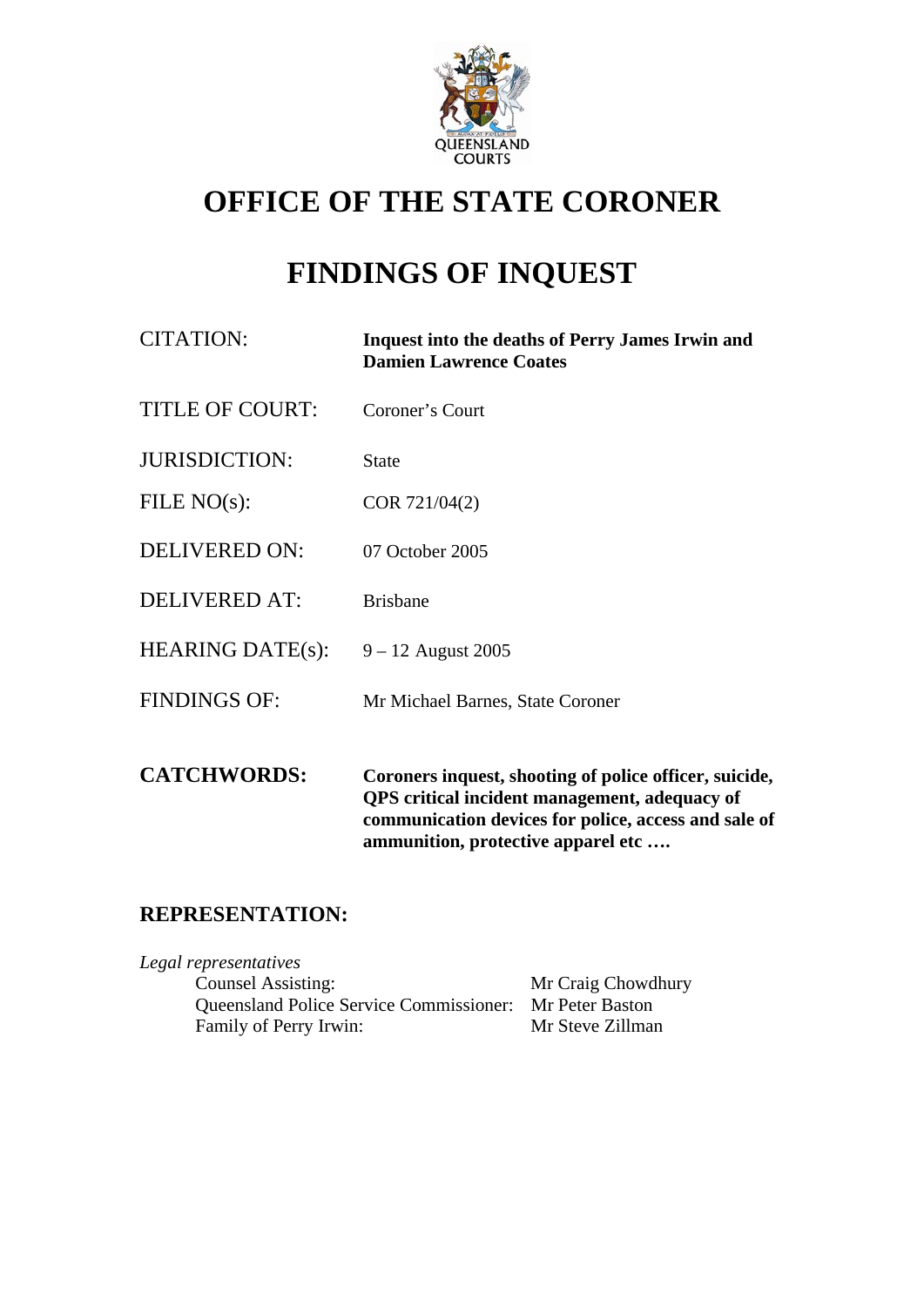QUEENSLAND COURTS

# OFFICE OF THE STATE CORONER

# FINDINGS OF INQUEST

| | |
|---|---|
| CITATION: | **Inquest into the deaths of Perry James Irwin and Damien Lawrence Coates** |
| TITLE OF COURT: | Coroner's Court |
| JURISDICTION: | State |
| FILE NO(s): | COR 721/04(2) |
| DELIVERED ON: | 07 October 2005 |
| DELIVERED AT: | Brisbane |
| HEARING DATE(s): | 9 – 12 August 2005 |
| FINDINGS OF: | Mr Michael Barnes, State Coroner |
| **CATCHWORDS:** | **Coroners inquest, shooting of police officer, suicide, QPS critical incident management, adequacy of communication devices for police, access and sale of ammunition, protective apparel etc ….** |

## REPRESENTATION:

*Legal representatives*

| | |
|---|---|
| Counsel Assisting: | Mr Craig Chowdhury |
| Queensland Police Service Commissioner: | Mr Peter Baston |
| Family of Perry Irwin: | Mr Steve Zillman |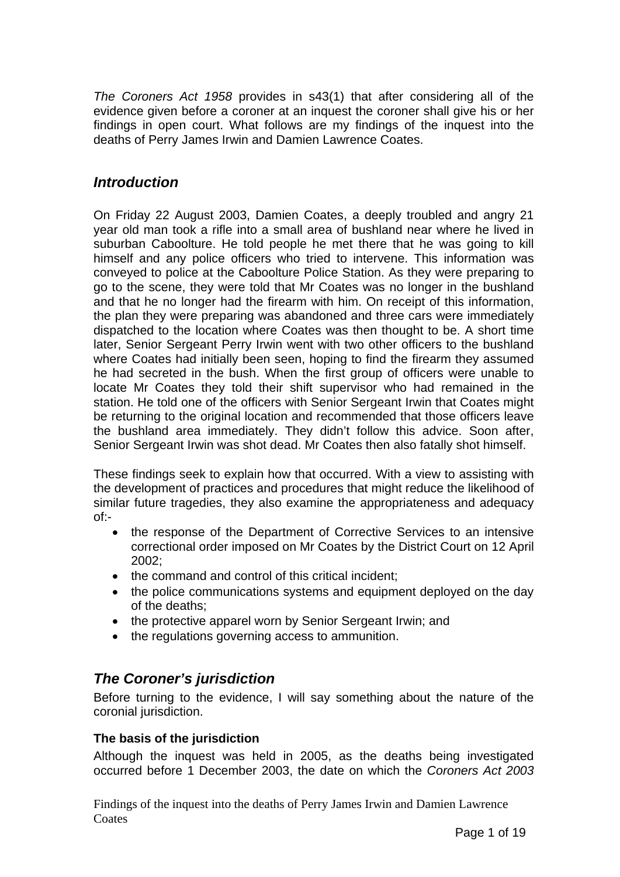*The Coroners Act 1958* provides in s43(1) that after considering all of the evidence given before a coroner at an inquest the coroner shall give his or her findings in open court. What follows are my findings of the inquest into the deaths of Perry James Irwin and Damien Lawrence Coates.

## *Introduction*

On Friday 22 August 2003, Damien Coates, a deeply troubled and angry 21 year old man took a rifle into a small area of bushland near where he lived in suburban Caboolture. He told people he met there that he was going to kill himself and any police officers who tried to intervene. This information was conveyed to police at the Caboolture Police Station. As they were preparing to go to the scene, they were told that Mr Coates was no longer in the bushland and that he no longer had the firearm with him. On receipt of this information, the plan they were preparing was abandoned and three cars were immediately dispatched to the location where Coates was then thought to be. A short time later, Senior Sergeant Perry Irwin went with two other officers to the bushland where Coates had initially been seen, hoping to find the firearm they assumed he had secreted in the bush. When the first group of officers were unable to locate Mr Coates they told their shift supervisor who had remained in the station. He told one of the officers with Senior Sergeant Irwin that Coates might be returning to the original location and recommended that those officers leave the bushland area immediately. They didn't follow this advice. Soon after, Senior Sergeant Irwin was shot dead. Mr Coates then also fatally shot himself.

These findings seek to explain how that occurred. With a view to assisting with the development of practices and procedures that might reduce the likelihood of similar future tragedies, they also examine the appropriateness and adequacy of:-

- the response of the Department of Corrective Services to an intensive correctional order imposed on Mr Coates by the District Court on 12 April 2002;
- the command and control of this critical incident;
- the police communications systems and equipment deployed on the day of the deaths;
- the protective apparel worn by Senior Sergeant Irwin; and
- the regulations governing access to ammunition.

## *The Coroner's jurisdiction*

Before turning to the evidence, I will say something about the nature of the coronial jurisdiction.

### The basis of the jurisdiction

Although the inquest was held in 2005, as the deaths being investigated occurred before 1 December 2003, the date on which the *Coroners Act 2003*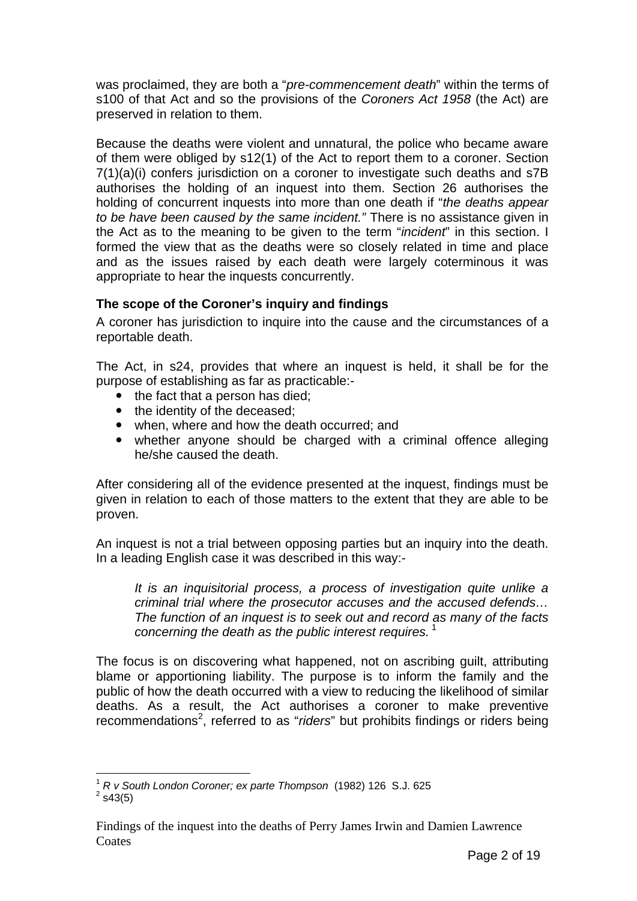was proclaimed, they are both a "*pre-commencement death*" within the terms of s100 of that Act and so the provisions of the *Coroners Act 1958* (the Act) are preserved in relation to them.

Because the deaths were violent and unnatural, the police who became aware of them were obliged by s12(1) of the Act to report them to a coroner. Section 7(1)(a)(i) confers jurisdiction on a coroner to investigate such deaths and s7B authorises the holding of an inquest into them. Section 26 authorises the holding of concurrent inquests into more than one death if "*the deaths appear to be have been caused by the same incident.*" There is no assistance given in the Act as to the meaning to be given to the term "*incident*" in this section. I formed the view that as the deaths were so closely related in time and place and as the issues raised by each death were largely coterminous it was appropriate to hear the inquests concurrently.

### The scope of the Coroner's inquiry and findings

A coroner has jurisdiction to inquire into the cause and the circumstances of a reportable death.

The Act, in s24, provides that where an inquest is held, it shall be for the purpose of establishing as far as practicable:-

- the fact that a person has died;
- the identity of the deceased;
- when, where and how the death occurred; and
- whether anyone should be charged with a criminal offence alleging he/she caused the death.

After considering all of the evidence presented at the inquest, findings must be given in relation to each of those matters to the extent that they are able to be proven.

An inquest is not a trial between opposing parties but an inquiry into the death. In a leading English case it was described in this way:-

> *It is an inquisitorial process, a process of investigation quite unlike a criminal trial where the prosecutor accuses and the accused defends… The function of an inquest is to seek out and record as many of the facts concerning the death as the public interest requires.* [1]

The focus is on discovering what happened, not on ascribing guilt, attributing blame or apportioning liability. The purpose is to inform the family and the public of how the death occurred with a view to reducing the likelihood of similar deaths. As a result, the Act authorises a coroner to make preventive recommendations[2], referred to as "*riders*" but prohibits findings or riders being

---

[1] *R v South London Coroner; ex parte Thompson* (1982) 126 S.J. 625

[2] s43(5)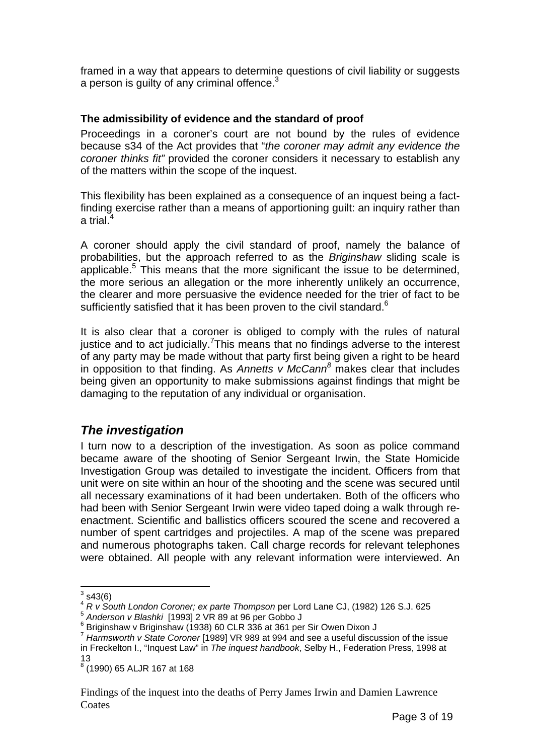framed in a way that appears to determine questions of civil liability or suggests a person is guilty of any criminal offence.[3]

### The admissibility of evidence and the standard of proof

Proceedings in a coroner's court are not bound by the rules of evidence because s34 of the Act provides that "*the coroner may admit any evidence the coroner thinks fit"* provided the coroner considers it necessary to establish any of the matters within the scope of the inquest.

This flexibility has been explained as a consequence of an inquest being a fact-finding exercise rather than a means of apportioning guilt: an inquiry rather than a trial.[4]

A coroner should apply the civil standard of proof, namely the balance of probabilities, but the approach referred to as the *Briginshaw* sliding scale is applicable.[5] This means that the more significant the issue to be determined, the more serious an allegation or the more inherently unlikely an occurrence, the clearer and more persuasive the evidence needed for the trier of fact to be sufficiently satisfied that it has been proven to the civil standard.[6]

It is also clear that a coroner is obliged to comply with the rules of natural justice and to act judicially.[7] This means that no findings adverse to the interest of any party may be made without that party first being given a right to be heard in opposition to that finding. As *Annetts v McCann*[8] makes clear that includes being given an opportunity to make submissions against findings that might be damaging to the reputation of any individual or organisation.

## *The investigation*

I turn now to a description of the investigation. As soon as police command became aware of the shooting of Senior Sergeant Irwin, the State Homicide Investigation Group was detailed to investigate the incident. Officers from that unit were on site within an hour of the shooting and the scene was secured until all necessary examinations of it had been undertaken. Both of the officers who had been with Senior Sergeant Irwin were video taped doing a walk through re-enactment. Scientific and ballistics officers scoured the scene and recovered a number of spent cartridges and projectiles. A map of the scene was prepared and numerous photographs taken. Call charge records for relevant telephones were obtained. All people with any relevant information were interviewed. An

---

[3] s43(6)

[4] *R v South London Coroner; ex parte Thompson* per Lord Lane CJ, (1982) 126 S.J. 625

[5] *Anderson v Blashki* [1993] 2 VR 89 at 96 per Gobbo J

[6] Briginshaw v Briginshaw (1938) 60 CLR 336 at 361 per Sir Owen Dixon J

[7] *Harmsworth v State Coroner* [1989] VR 989 at 994 and see a useful discussion of the issue in Freckelton I., "Inquest Law" in *The inquest handbook*, Selby H., Federation Press, 1998 at 13

[8] (1990) 65 ALJR 167 at 168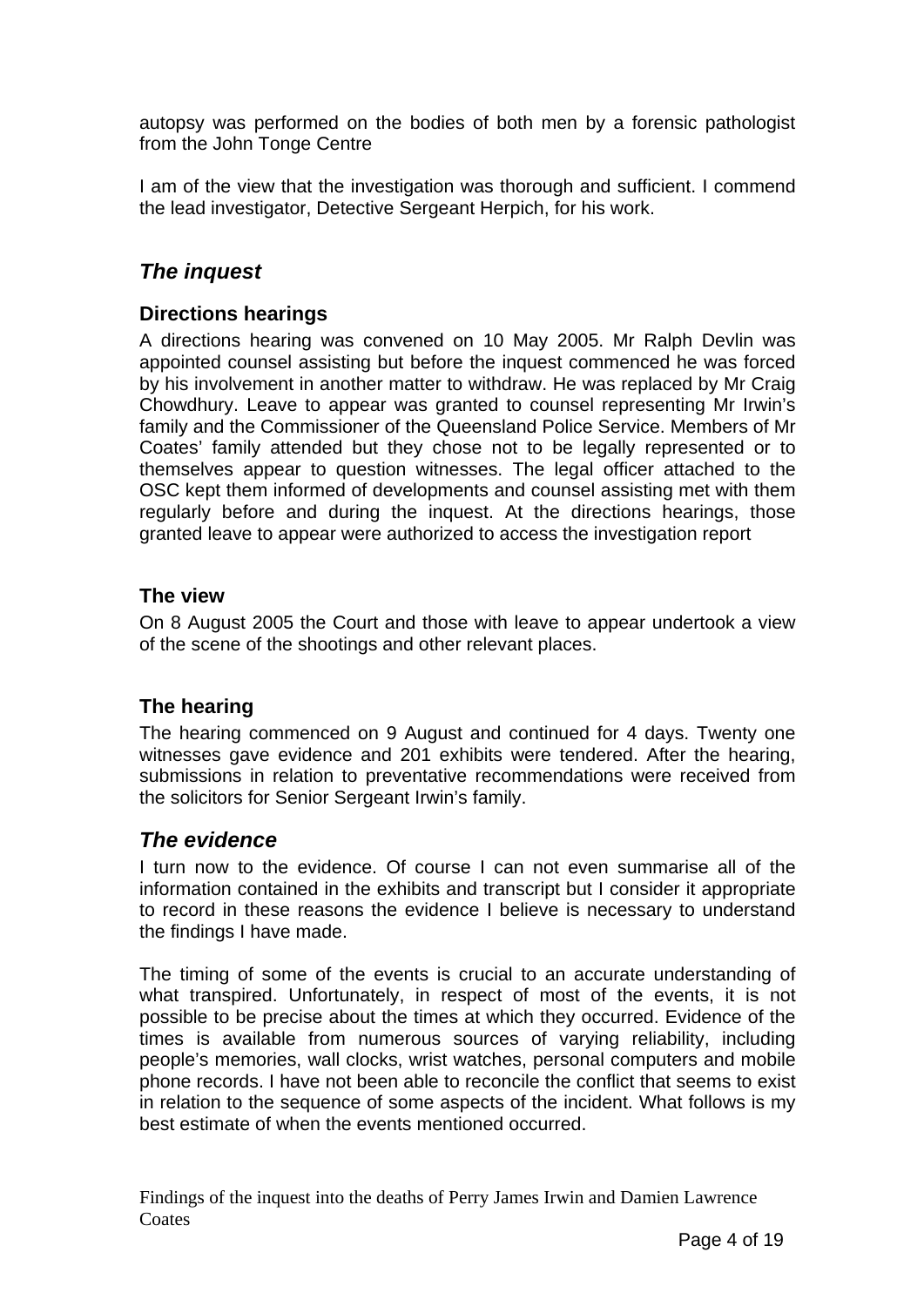autopsy was performed on the bodies of both men by a forensic pathologist from the John Tonge Centre

I am of the view that the investigation was thorough and sufficient. I commend the lead investigator, Detective Sergeant Herpich, for his work.

## *The inquest*

### Directions hearings

A directions hearing was convened on 10 May 2005. Mr Ralph Devlin was appointed counsel assisting but before the inquest commenced he was forced by his involvement in another matter to withdraw. He was replaced by Mr Craig Chowdhury. Leave to appear was granted to counsel representing Mr Irwin's family and the Commissioner of the Queensland Police Service. Members of Mr Coates' family attended but they chose not to be legally represented or to themselves appear to question witnesses. The legal officer attached to the OSC kept them informed of developments and counsel assisting met with them regularly before and during the inquest. At the directions hearings, those granted leave to appear were authorized to access the investigation report

### The view

On 8 August 2005 the Court and those with leave to appear undertook a view of the scene of the shootings and other relevant places.

### The hearing

The hearing commenced on 9 August and continued for 4 days. Twenty one witnesses gave evidence and 201 exhibits were tendered. After the hearing, submissions in relation to preventative recommendations were received from the solicitors for Senior Sergeant Irwin's family.

## *The evidence*

I turn now to the evidence. Of course I can not even summarise all of the information contained in the exhibits and transcript but I consider it appropriate to record in these reasons the evidence I believe is necessary to understand the findings I have made.

The timing of some of the events is crucial to an accurate understanding of what transpired. Unfortunately, in respect of most of the events, it is not possible to be precise about the times at which they occurred. Evidence of the times is available from numerous sources of varying reliability, including people's memories, wall clocks, wrist watches, personal computers and mobile phone records. I have not been able to reconcile the conflict that seems to exist in relation to the sequence of some aspects of the incident. What follows is my best estimate of when the events mentioned occurred.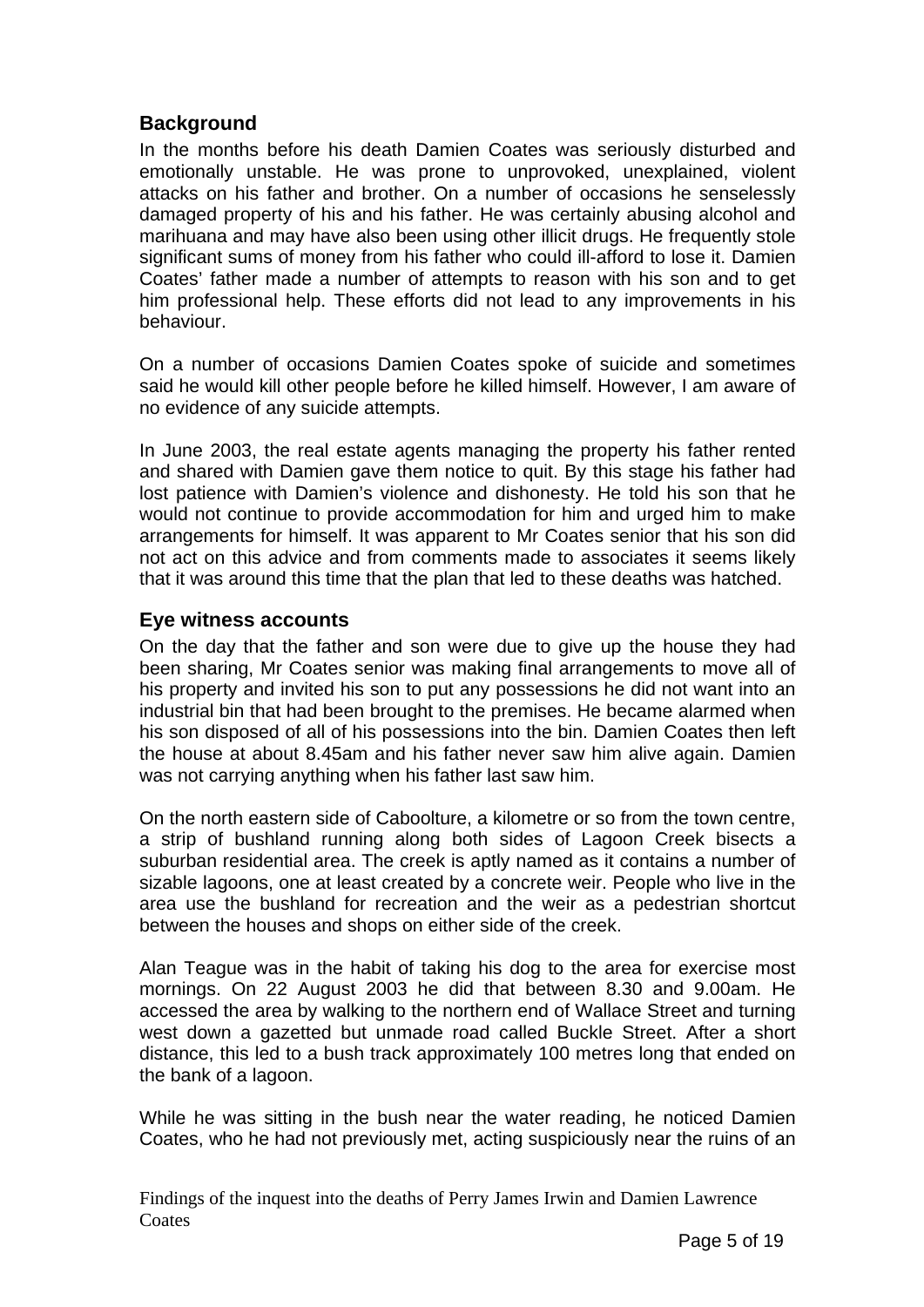## Background

In the months before his death Damien Coates was seriously disturbed and emotionally unstable. He was prone to unprovoked, unexplained, violent attacks on his father and brother. On a number of occasions he senselessly damaged property of his and his father. He was certainly abusing alcohol and marihuana and may have also been using other illicit drugs. He frequently stole significant sums of money from his father who could ill-afford to lose it. Damien Coates' father made a number of attempts to reason with his son and to get him professional help. These efforts did not lead to any improvements in his behaviour.

On a number of occasions Damien Coates spoke of suicide and sometimes said he would kill other people before he killed himself. However, I am aware of no evidence of any suicide attempts.

In June 2003, the real estate agents managing the property his father rented and shared with Damien gave them notice to quit. By this stage his father had lost patience with Damien's violence and dishonesty. He told his son that he would not continue to provide accommodation for him and urged him to make arrangements for himself. It was apparent to Mr Coates senior that his son did not act on this advice and from comments made to associates it seems likely that it was around this time that the plan that led to these deaths was hatched.

## Eye witness accounts

On the day that the father and son were due to give up the house they had been sharing, Mr Coates senior was making final arrangements to move all of his property and invited his son to put any possessions he did not want into an industrial bin that had been brought to the premises. He became alarmed when his son disposed of all of his possessions into the bin. Damien Coates then left the house at about 8.45am and his father never saw him alive again. Damien was not carrying anything when his father last saw him.

On the north eastern side of Caboolture, a kilometre or so from the town centre, a strip of bushland running along both sides of Lagoon Creek bisects a suburban residential area. The creek is aptly named as it contains a number of sizable lagoons, one at least created by a concrete weir. People who live in the area use the bushland for recreation and the weir as a pedestrian shortcut between the houses and shops on either side of the creek.

Alan Teague was in the habit of taking his dog to the area for exercise most mornings. On 22 August 2003 he did that between 8.30 and 9.00am. He accessed the area by walking to the northern end of Wallace Street and turning west down a gazetted but unmade road called Buckle Street. After a short distance, this led to a bush track approximately 100 metres long that ended on the bank of a lagoon.

While he was sitting in the bush near the water reading, he noticed Damien Coates, who he had not previously met, acting suspiciously near the ruins of an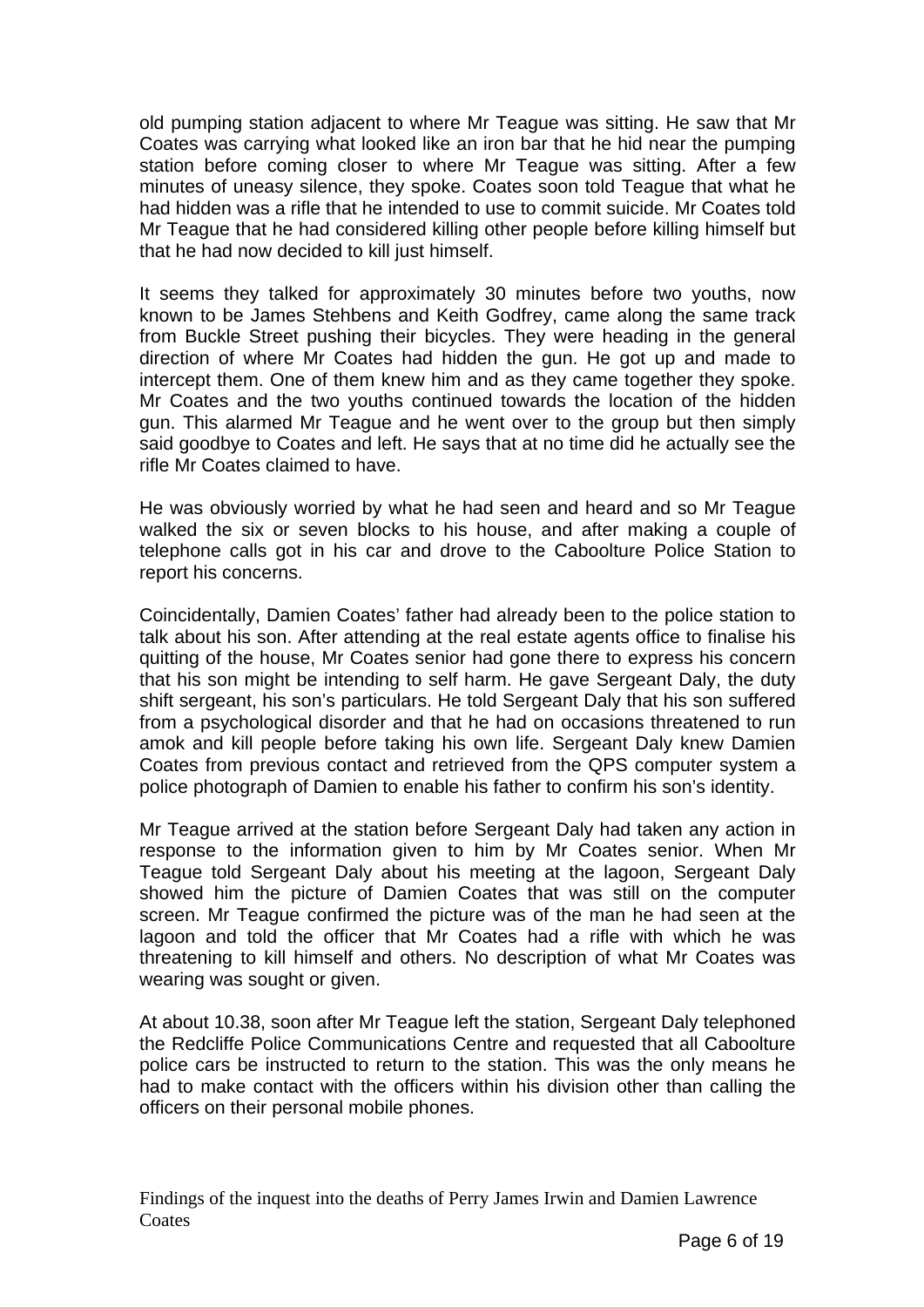old pumping station adjacent to where Mr Teague was sitting. He saw that Mr Coates was carrying what looked like an iron bar that he hid near the pumping station before coming closer to where Mr Teague was sitting. After a few minutes of uneasy silence, they spoke. Coates soon told Teague that what he had hidden was a rifle that he intended to use to commit suicide. Mr Coates told Mr Teague that he had considered killing other people before killing himself but that he had now decided to kill just himself.

It seems they talked for approximately 30 minutes before two youths, now known to be James Stehbens and Keith Godfrey, came along the same track from Buckle Street pushing their bicycles. They were heading in the general direction of where Mr Coates had hidden the gun. He got up and made to intercept them. One of them knew him and as they came together they spoke. Mr Coates and the two youths continued towards the location of the hidden gun. This alarmed Mr Teague and he went over to the group but then simply said goodbye to Coates and left. He says that at no time did he actually see the rifle Mr Coates claimed to have.

He was obviously worried by what he had seen and heard and so Mr Teague walked the six or seven blocks to his house, and after making a couple of telephone calls got in his car and drove to the Caboolture Police Station to report his concerns.

Coincidentally, Damien Coates' father had already been to the police station to talk about his son. After attending at the real estate agents office to finalise his quitting of the house, Mr Coates senior had gone there to express his concern that his son might be intending to self harm. He gave Sergeant Daly, the duty shift sergeant, his son's particulars. He told Sergeant Daly that his son suffered from a psychological disorder and that he had on occasions threatened to run amok and kill people before taking his own life. Sergeant Daly knew Damien Coates from previous contact and retrieved from the QPS computer system a police photograph of Damien to enable his father to confirm his son's identity.

Mr Teague arrived at the station before Sergeant Daly had taken any action in response to the information given to him by Mr Coates senior. When Mr Teague told Sergeant Daly about his meeting at the lagoon, Sergeant Daly showed him the picture of Damien Coates that was still on the computer screen. Mr Teague confirmed the picture was of the man he had seen at the lagoon and told the officer that Mr Coates had a rifle with which he was threatening to kill himself and others. No description of what Mr Coates was wearing was sought or given.

At about 10.38, soon after Mr Teague left the station, Sergeant Daly telephoned the Redcliffe Police Communications Centre and requested that all Caboolture police cars be instructed to return to the station. This was the only means he had to make contact with the officers within his division other than calling the officers on their personal mobile phones.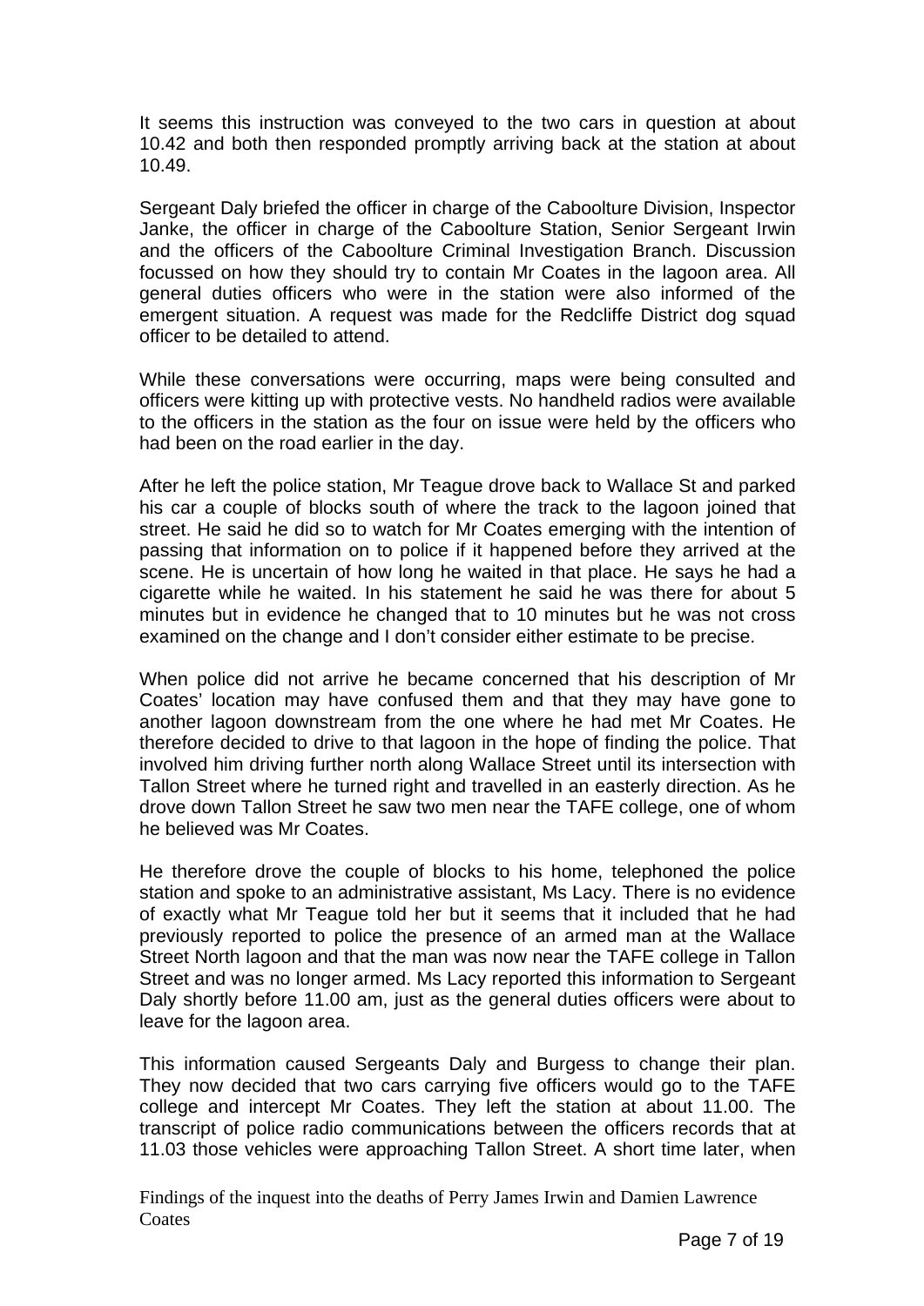It seems this instruction was conveyed to the two cars in question at about 10.42 and both then responded promptly arriving back at the station at about 10.49.

Sergeant Daly briefed the officer in charge of the Caboolture Division, Inspector Janke, the officer in charge of the Caboolture Station, Senior Sergeant Irwin and the officers of the Caboolture Criminal Investigation Branch. Discussion focussed on how they should try to contain Mr Coates in the lagoon area. All general duties officers who were in the station were also informed of the emergent situation. A request was made for the Redcliffe District dog squad officer to be detailed to attend.

While these conversations were occurring, maps were being consulted and officers were kitting up with protective vests. No handheld radios were available to the officers in the station as the four on issue were held by the officers who had been on the road earlier in the day.

After he left the police station, Mr Teague drove back to Wallace St and parked his car a couple of blocks south of where the track to the lagoon joined that street. He said he did so to watch for Mr Coates emerging with the intention of passing that information on to police if it happened before they arrived at the scene. He is uncertain of how long he waited in that place. He says he had a cigarette while he waited. In his statement he said he was there for about 5 minutes but in evidence he changed that to 10 minutes but he was not cross examined on the change and I don't consider either estimate to be precise.

When police did not arrive he became concerned that his description of Mr Coates' location may have confused them and that they may have gone to another lagoon downstream from the one where he had met Mr Coates. He therefore decided to drive to that lagoon in the hope of finding the police. That involved him driving further north along Wallace Street until its intersection with Tallon Street where he turned right and travelled in an easterly direction. As he drove down Tallon Street he saw two men near the TAFE college, one of whom he believed was Mr Coates.

He therefore drove the couple of blocks to his home, telephoned the police station and spoke to an administrative assistant, Ms Lacy. There is no evidence of exactly what Mr Teague told her but it seems that it included that he had previously reported to police the presence of an armed man at the Wallace Street North lagoon and that the man was now near the TAFE college in Tallon Street and was no longer armed. Ms Lacy reported this information to Sergeant Daly shortly before 11.00 am, just as the general duties officers were about to leave for the lagoon area.

This information caused Sergeants Daly and Burgess to change their plan. They now decided that two cars carrying five officers would go to the TAFE college and intercept Mr Coates. They left the station at about 11.00. The transcript of police radio communications between the officers records that at 11.03 those vehicles were approaching Tallon Street. A short time later, when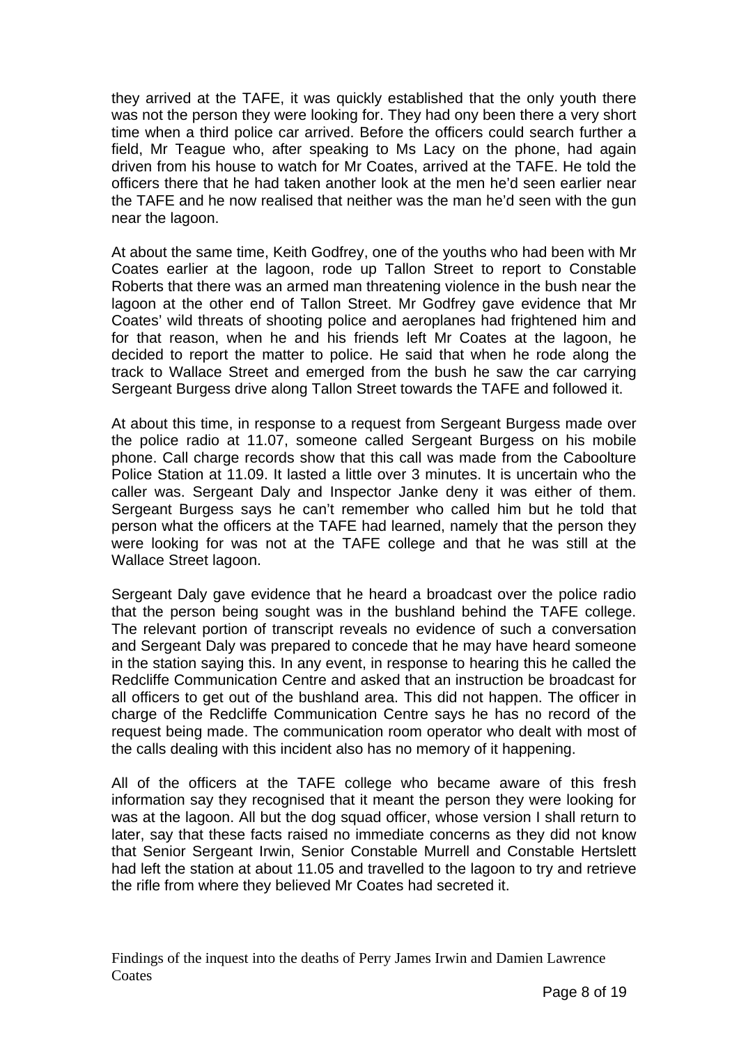they arrived at the TAFE, it was quickly established that the only youth there was not the person they were looking for. They had ony been there a very short time when a third police car arrived. Before the officers could search further a field, Mr Teague who, after speaking to Ms Lacy on the phone, had again driven from his house to watch for Mr Coates, arrived at the TAFE. He told the officers there that he had taken another look at the men he'd seen earlier near the TAFE and he now realised that neither was the man he'd seen with the gun near the lagoon.

At about the same time, Keith Godfrey, one of the youths who had been with Mr Coates earlier at the lagoon, rode up Tallon Street to report to Constable Roberts that there was an armed man threatening violence in the bush near the lagoon at the other end of Tallon Street. Mr Godfrey gave evidence that Mr Coates' wild threats of shooting police and aeroplanes had frightened him and for that reason, when he and his friends left Mr Coates at the lagoon, he decided to report the matter to police. He said that when he rode along the track to Wallace Street and emerged from the bush he saw the car carrying Sergeant Burgess drive along Tallon Street towards the TAFE and followed it.

At about this time, in response to a request from Sergeant Burgess made over the police radio at 11.07, someone called Sergeant Burgess on his mobile phone. Call charge records show that this call was made from the Caboolture Police Station at 11.09. It lasted a little over 3 minutes. It is uncertain who the caller was. Sergeant Daly and Inspector Janke deny it was either of them. Sergeant Burgess says he can't remember who called him but he told that person what the officers at the TAFE had learned, namely that the person they were looking for was not at the TAFE college and that he was still at the Wallace Street lagoon.

Sergeant Daly gave evidence that he heard a broadcast over the police radio that the person being sought was in the bushland behind the TAFE college. The relevant portion of transcript reveals no evidence of such a conversation and Sergeant Daly was prepared to concede that he may have heard someone in the station saying this. In any event, in response to hearing this he called the Redcliffe Communication Centre and asked that an instruction be broadcast for all officers to get out of the bushland area. This did not happen. The officer in charge of the Redcliffe Communication Centre says he has no record of the request being made. The communication room operator who dealt with most of the calls dealing with this incident also has no memory of it happening.

All of the officers at the TAFE college who became aware of this fresh information say they recognised that it meant the person they were looking for was at the lagoon. All but the dog squad officer, whose version I shall return to later, say that these facts raised no immediate concerns as they did not know that Senior Sergeant Irwin, Senior Constable Murrell and Constable Hertslett had left the station at about 11.05 and travelled to the lagoon to try and retrieve the rifle from where they believed Mr Coates had secreted it.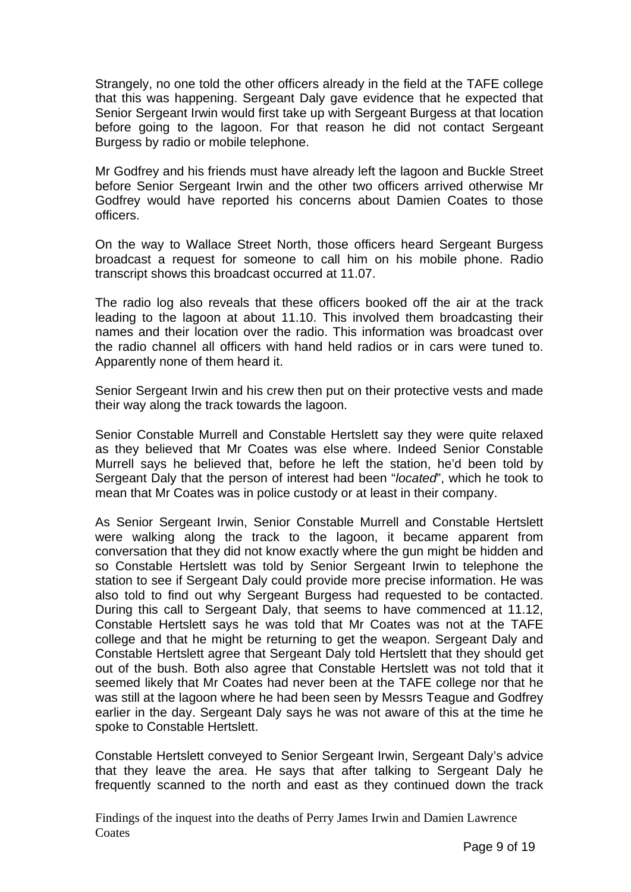Strangely, no one told the other officers already in the field at the TAFE college that this was happening. Sergeant Daly gave evidence that he expected that Senior Sergeant Irwin would first take up with Sergeant Burgess at that location before going to the lagoon. For that reason he did not contact Sergeant Burgess by radio or mobile telephone.

Mr Godfrey and his friends must have already left the lagoon and Buckle Street before Senior Sergeant Irwin and the other two officers arrived otherwise Mr Godfrey would have reported his concerns about Damien Coates to those officers.

On the way to Wallace Street North, those officers heard Sergeant Burgess broadcast a request for someone to call him on his mobile phone. Radio transcript shows this broadcast occurred at 11.07.

The radio log also reveals that these officers booked off the air at the track leading to the lagoon at about 11.10. This involved them broadcasting their names and their location over the radio. This information was broadcast over the radio channel all officers with hand held radios or in cars were tuned to. Apparently none of them heard it.

Senior Sergeant Irwin and his crew then put on their protective vests and made their way along the track towards the lagoon.

Senior Constable Murrell and Constable Hertslett say they were quite relaxed as they believed that Mr Coates was else where. Indeed Senior Constable Murrell says he believed that, before he left the station, he'd been told by Sergeant Daly that the person of interest had been "*located*", which he took to mean that Mr Coates was in police custody or at least in their company.

As Senior Sergeant Irwin, Senior Constable Murrell and Constable Hertslett were walking along the track to the lagoon, it became apparent from conversation that they did not know exactly where the gun might be hidden and so Constable Hertslett was told by Senior Sergeant Irwin to telephone the station to see if Sergeant Daly could provide more precise information. He was also told to find out why Sergeant Burgess had requested to be contacted. During this call to Sergeant Daly, that seems to have commenced at 11.12, Constable Hertslett says he was told that Mr Coates was not at the TAFE college and that he might be returning to get the weapon. Sergeant Daly and Constable Hertslett agree that Sergeant Daly told Hertslett that they should get out of the bush. Both also agree that Constable Hertslett was not told that it seemed likely that Mr Coates had never been at the TAFE college nor that he was still at the lagoon where he had been seen by Messrs Teague and Godfrey earlier in the day. Sergeant Daly says he was not aware of this at the time he spoke to Constable Hertslett.

Constable Hertslett conveyed to Senior Sergeant Irwin, Sergeant Daly's advice that they leave the area. He says that after talking to Sergeant Daly he frequently scanned to the north and east as they continued down the track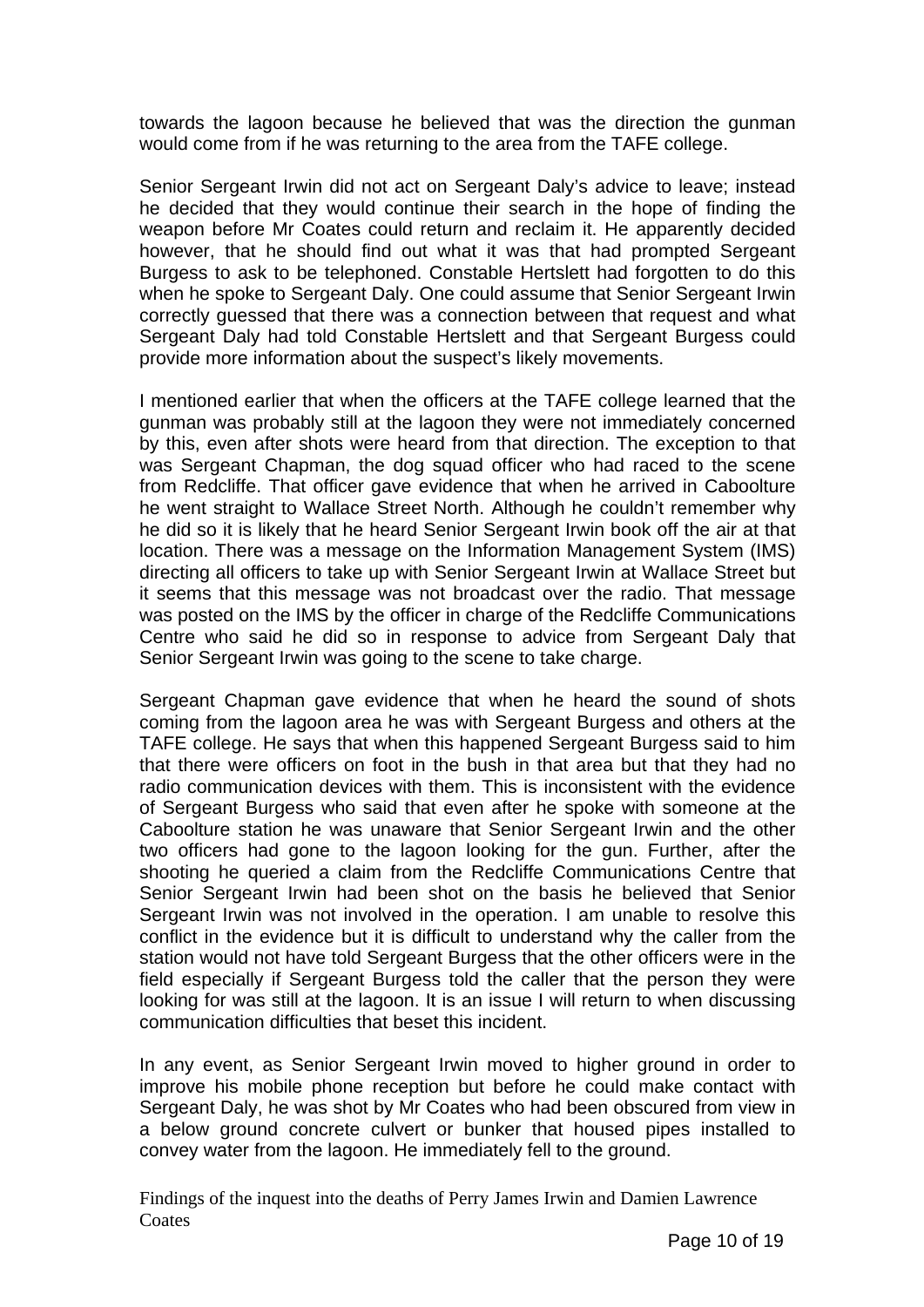towards the lagoon because he believed that was the direction the gunman would come from if he was returning to the area from the TAFE college.

Senior Sergeant Irwin did not act on Sergeant Daly's advice to leave; instead he decided that they would continue their search in the hope of finding the weapon before Mr Coates could return and reclaim it. He apparently decided however, that he should find out what it was that had prompted Sergeant Burgess to ask to be telephoned. Constable Hertslett had forgotten to do this when he spoke to Sergeant Daly. One could assume that Senior Sergeant Irwin correctly guessed that there was a connection between that request and what Sergeant Daly had told Constable Hertslett and that Sergeant Burgess could provide more information about the suspect's likely movements.

I mentioned earlier that when the officers at the TAFE college learned that the gunman was probably still at the lagoon they were not immediately concerned by this, even after shots were heard from that direction. The exception to that was Sergeant Chapman, the dog squad officer who had raced to the scene from Redcliffe. That officer gave evidence that when he arrived in Caboolture he went straight to Wallace Street North. Although he couldn't remember why he did so it is likely that he heard Senior Sergeant Irwin book off the air at that location. There was a message on the Information Management System (IMS) directing all officers to take up with Senior Sergeant Irwin at Wallace Street but it seems that this message was not broadcast over the radio. That message was posted on the IMS by the officer in charge of the Redcliffe Communications Centre who said he did so in response to advice from Sergeant Daly that Senior Sergeant Irwin was going to the scene to take charge.

Sergeant Chapman gave evidence that when he heard the sound of shots coming from the lagoon area he was with Sergeant Burgess and others at the TAFE college. He says that when this happened Sergeant Burgess said to him that there were officers on foot in the bush in that area but that they had no radio communication devices with them. This is inconsistent with the evidence of Sergeant Burgess who said that even after he spoke with someone at the Caboolture station he was unaware that Senior Sergeant Irwin and the other two officers had gone to the lagoon looking for the gun. Further, after the shooting he queried a claim from the Redcliffe Communications Centre that Senior Sergeant Irwin had been shot on the basis he believed that Senior Sergeant Irwin was not involved in the operation. I am unable to resolve this conflict in the evidence but it is difficult to understand why the caller from the station would not have told Sergeant Burgess that the other officers were in the field especially if Sergeant Burgess told the caller that the person they were looking for was still at the lagoon. It is an issue I will return to when discussing communication difficulties that beset this incident.

In any event, as Senior Sergeant Irwin moved to higher ground in order to improve his mobile phone reception but before he could make contact with Sergeant Daly, he was shot by Mr Coates who had been obscured from view in a below ground concrete culvert or bunker that housed pipes installed to convey water from the lagoon. He immediately fell to the ground.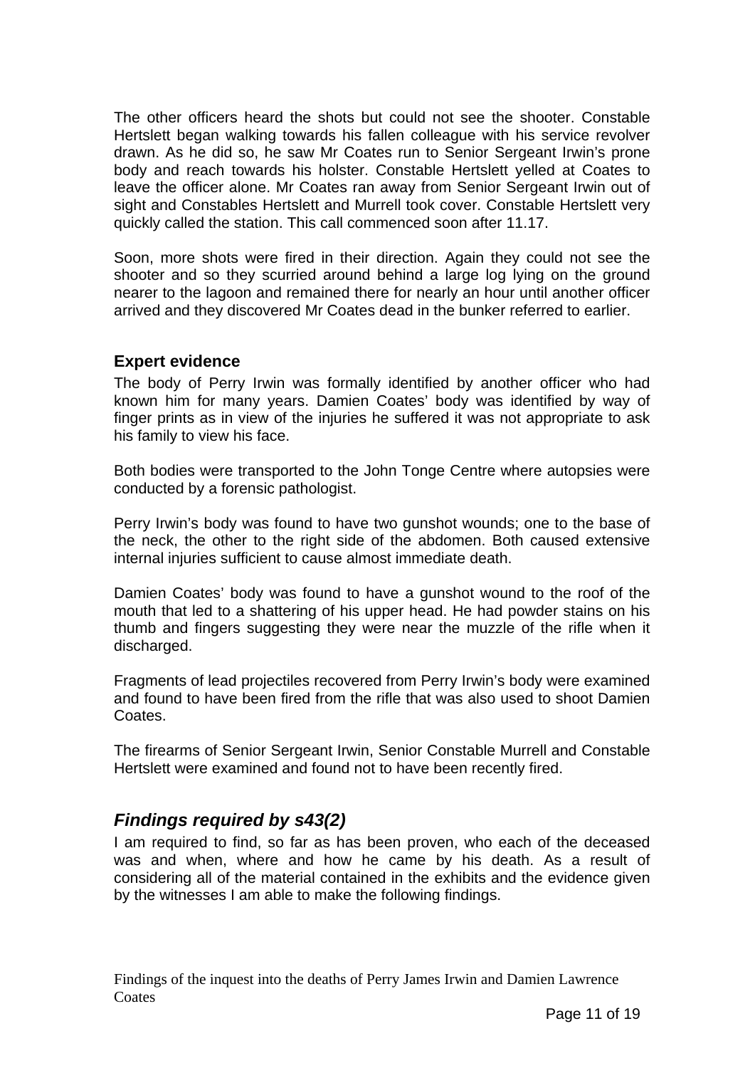The other officers heard the shots but could not see the shooter. Constable Hertslett began walking towards his fallen colleague with his service revolver drawn. As he did so, he saw Mr Coates run to Senior Sergeant Irwin's prone body and reach towards his holster. Constable Hertslett yelled at Coates to leave the officer alone. Mr Coates ran away from Senior Sergeant Irwin out of sight and Constables Hertslett and Murrell took cover. Constable Hertslett very quickly called the station. This call commenced soon after 11.17.

Soon, more shots were fired in their direction. Again they could not see the shooter and so they scurried around behind a large log lying on the ground nearer to the lagoon and remained there for nearly an hour until another officer arrived and they discovered Mr Coates dead in the bunker referred to earlier.

### Expert evidence

The body of Perry Irwin was formally identified by another officer who had known him for many years. Damien Coates' body was identified by way of finger prints as in view of the injuries he suffered it was not appropriate to ask his family to view his face.

Both bodies were transported to the John Tonge Centre where autopsies were conducted by a forensic pathologist.

Perry Irwin's body was found to have two gunshot wounds; one to the base of the neck, the other to the right side of the abdomen. Both caused extensive internal injuries sufficient to cause almost immediate death.

Damien Coates' body was found to have a gunshot wound to the roof of the mouth that led to a shattering of his upper head. He had powder stains on his thumb and fingers suggesting they were near the muzzle of the rifle when it discharged.

Fragments of lead projectiles recovered from Perry Irwin's body were examined and found to have been fired from the rifle that was also used to shoot Damien Coates.

The firearms of Senior Sergeant Irwin, Senior Constable Murrell and Constable Hertslett were examined and found not to have been recently fired.

## *Findings required by s43(2)*

I am required to find, so far as has been proven, who each of the deceased was and when, where and how he came by his death. As a result of considering all of the material contained in the exhibits and the evidence given by the witnesses I am able to make the following findings.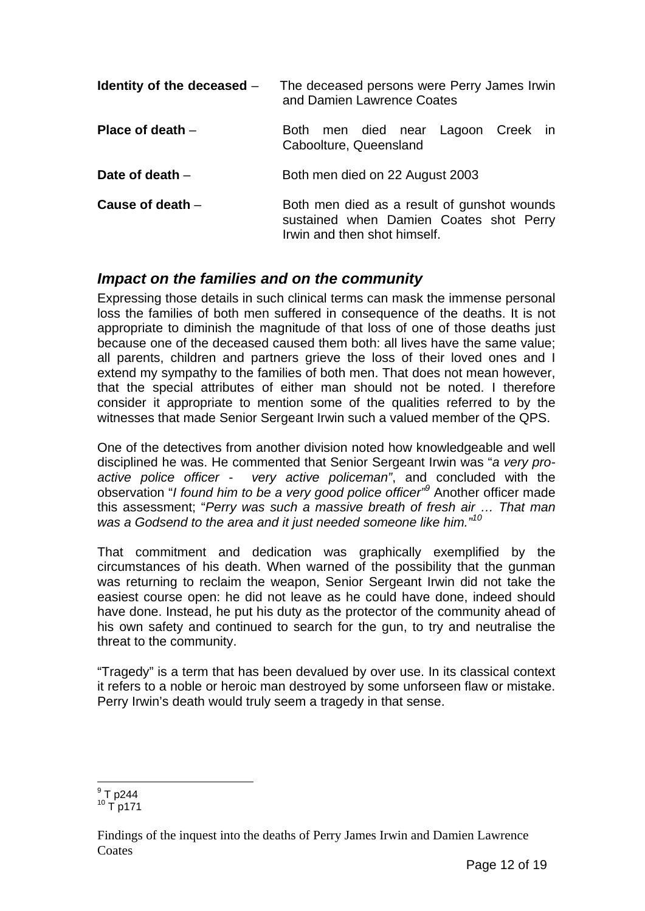**Identity of the deceased** – The deceased persons were Perry James Irwin and Damien Lawrence Coates

**Place of death** – Both men died near Lagoon Creek in Caboolture, Queensland

**Date of death** – Both men died on 22 August 2003

**Cause of death** – Both men died as a result of gunshot wounds sustained when Damien Coates shot Perry Irwin and then shot himself.

## *Impact on the families and on the community*

Expressing those details in such clinical terms can mask the immense personal loss the families of both men suffered in consequence of the deaths. It is not appropriate to diminish the magnitude of that loss of one of those deaths just because one of the deceased caused them both: all lives have the same value; all parents, children and partners grieve the loss of their loved ones and I extend my sympathy to the families of both men. That does not mean however, that the special attributes of either man should not be noted. I therefore consider it appropriate to mention some of the qualities referred to by the witnesses that made Senior Sergeant Irwin such a valued member of the QPS.

One of the detectives from another division noted how knowledgeable and well disciplined he was. He commented that Senior Sergeant Irwin was "*a very pro-active police officer - very active policeman"*, and concluded with the observation "*I found him to be a very good police officer"*[9] Another officer made this assessment; "*Perry was such a massive breath of fresh air … That man was a Godsend to the area and it just needed someone like him."*[10]

That commitment and dedication was graphically exemplified by the circumstances of his death. When warned of the possibility that the gunman was returning to reclaim the weapon, Senior Sergeant Irwin did not take the easiest course open: he did not leave as he could have done, indeed should have done. Instead, he put his duty as the protector of the community ahead of his own safety and continued to search for the gun, to try and neutralise the threat to the community.

"Tragedy" is a term that has been devalued by over use. In its classical context it refers to a noble or heroic man destroyed by some unforseen flaw or mistake. Perry Irwin's death would truly seem a tragedy in that sense.

---

[9] T p244
[10] T p171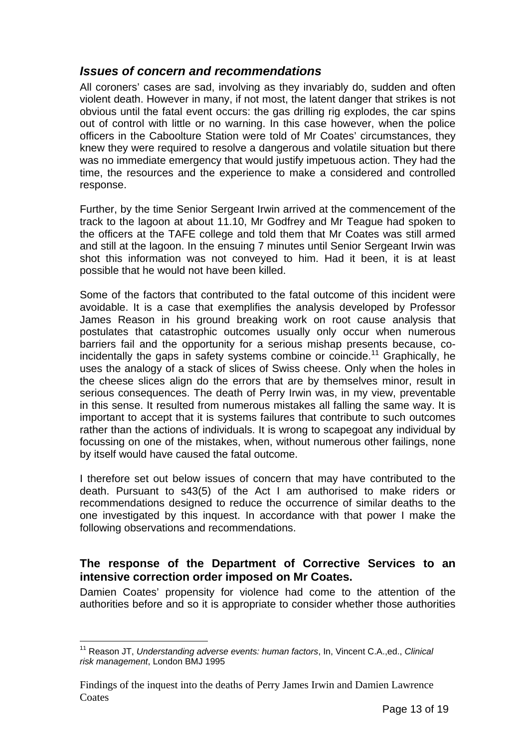## *Issues of concern and recommendations*

All coroners' cases are sad, involving as they invariably do, sudden and often violent death. However in many, if not most, the latent danger that strikes is not obvious until the fatal event occurs: the gas drilling rig explodes, the car spins out of control with little or no warning. In this case however, when the police officers in the Caboolture Station were told of Mr Coates' circumstances, they knew they were required to resolve a dangerous and volatile situation but there was no immediate emergency that would justify impetuous action. They had the time, the resources and the experience to make a considered and controlled response.

Further, by the time Senior Sergeant Irwin arrived at the commencement of the track to the lagoon at about 11.10, Mr Godfrey and Mr Teague had spoken to the officers at the TAFE college and told them that Mr Coates was still armed and still at the lagoon. In the ensuing 7 minutes until Senior Sergeant Irwin was shot this information was not conveyed to him. Had it been, it is at least possible that he would not have been killed.

Some of the factors that contributed to the fatal outcome of this incident were avoidable. It is a case that exemplifies the analysis developed by Professor James Reason in his ground breaking work on root cause analysis that postulates that catastrophic outcomes usually only occur when numerous barriers fail and the opportunity for a serious mishap presents because, co-incidentally the gaps in safety systems combine or coincide.[11] Graphically, he uses the analogy of a stack of slices of Swiss cheese. Only when the holes in the cheese slices align do the errors that are by themselves minor, result in serious consequences. The death of Perry Irwin was, in my view, preventable in this sense. It resulted from numerous mistakes all falling the same way. It is important to accept that it is systems failures that contribute to such outcomes rather than the actions of individuals. It is wrong to scapegoat any individual by focussing on one of the mistakes, when, without numerous other failings, none by itself would have caused the fatal outcome.

I therefore set out below issues of concern that may have contributed to the death. Pursuant to s43(5) of the Act I am authorised to make riders or recommendations designed to reduce the occurrence of similar deaths to the one investigated by this inquest. In accordance with that power I make the following observations and recommendations.

### The response of the Department of Corrective Services to an intensive correction order imposed on Mr Coates.

Damien Coates' propensity for violence had come to the attention of the authorities before and so it is appropriate to consider whether those authorities

---

[11] Reason JT, *Understanding adverse events: human factors*, In, Vincent C.A.,ed., *Clinical risk management*, London BMJ 1995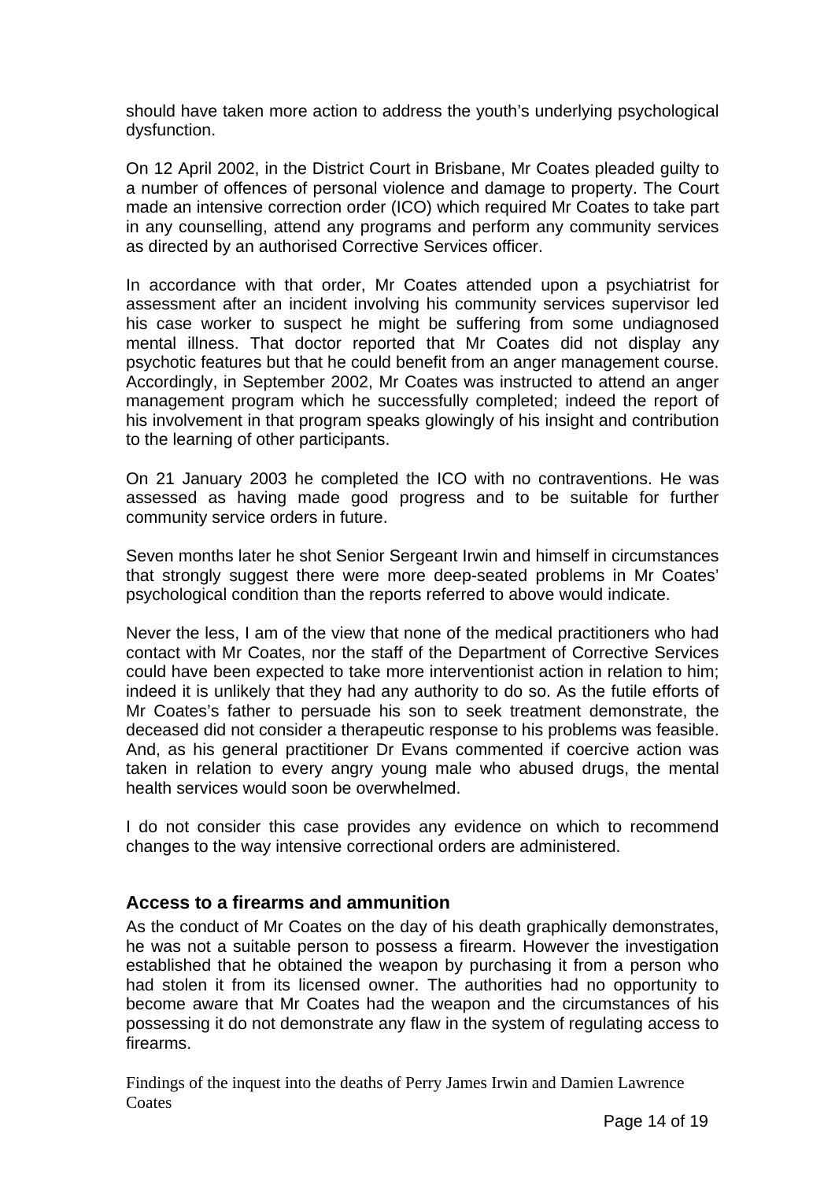should have taken more action to address the youth's underlying psychological dysfunction.

On 12 April 2002, in the District Court in Brisbane, Mr Coates pleaded guilty to a number of offences of personal violence and damage to property. The Court made an intensive correction order (ICO) which required Mr Coates to take part in any counselling, attend any programs and perform any community services as directed by an authorised Corrective Services officer.

In accordance with that order, Mr Coates attended upon a psychiatrist for assessment after an incident involving his community services supervisor led his case worker to suspect he might be suffering from some undiagnosed mental illness. That doctor reported that Mr Coates did not display any psychotic features but that he could benefit from an anger management course. Accordingly, in September 2002, Mr Coates was instructed to attend an anger management program which he successfully completed; indeed the report of his involvement in that program speaks glowingly of his insight and contribution to the learning of other participants.

On 21 January 2003 he completed the ICO with no contraventions. He was assessed as having made good progress and to be suitable for further community service orders in future.

Seven months later he shot Senior Sergeant Irwin and himself in circumstances that strongly suggest there were more deep-seated problems in Mr Coates' psychological condition than the reports referred to above would indicate.

Never the less, I am of the view that none of the medical practitioners who had contact with Mr Coates, nor the staff of the Department of Corrective Services could have been expected to take more interventionist action in relation to him; indeed it is unlikely that they had any authority to do so. As the futile efforts of Mr Coates's father to persuade his son to seek treatment demonstrate, the deceased did not consider a therapeutic response to his problems was feasible. And, as his general practitioner Dr Evans commented if coercive action was taken in relation to every angry young male who abused drugs, the mental health services would soon be overwhelmed.

I do not consider this case provides any evidence on which to recommend changes to the way intensive correctional orders are administered.

## Access to a firearms and ammunition

As the conduct of Mr Coates on the day of his death graphically demonstrates, he was not a suitable person to possess a firearm. However the investigation established that he obtained the weapon by purchasing it from a person who had stolen it from its licensed owner. The authorities had no opportunity to become aware that Mr Coates had the weapon and the circumstances of his possessing it do not demonstrate any flaw in the system of regulating access to firearms.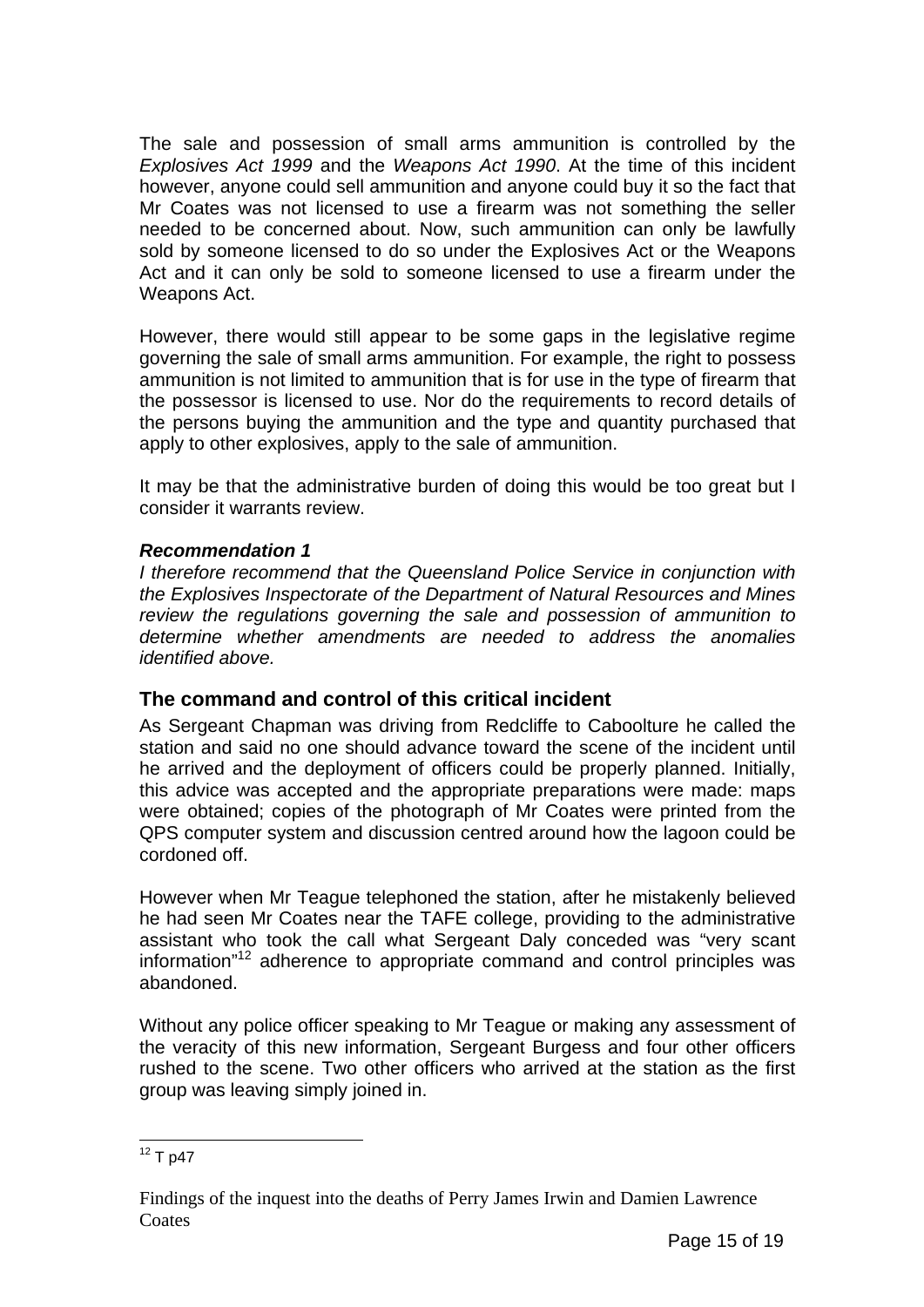The sale and possession of small arms ammunition is controlled by the *Explosives Act 1999* and the *Weapons Act 1990*. At the time of this incident however, anyone could sell ammunition and anyone could buy it so the fact that Mr Coates was not licensed to use a firearm was not something the seller needed to be concerned about. Now, such ammunition can only be lawfully sold by someone licensed to do so under the Explosives Act or the Weapons Act and it can only be sold to someone licensed to use a firearm under the Weapons Act.

However, there would still appear to be some gaps in the legislative regime governing the sale of small arms ammunition. For example, the right to possess ammunition is not limited to ammunition that is for use in the type of firearm that the possessor is licensed to use. Nor do the requirements to record details of the persons buying the ammunition and the type and quantity purchased that apply to other explosives, apply to the sale of ammunition.

It may be that the administrative burden of doing this would be too great but I consider it warrants review.

***Recommendation 1***

*I therefore recommend that the Queensland Police Service in conjunction with the Explosives Inspectorate of the Department of Natural Resources and Mines review the regulations governing the sale and possession of ammunition to determine whether amendments are needed to address the anomalies identified above.*

## The command and control of this critical incident

As Sergeant Chapman was driving from Redcliffe to Caboolture he called the station and said no one should advance toward the scene of the incident until he arrived and the deployment of officers could be properly planned. Initially, this advice was accepted and the appropriate preparations were made: maps were obtained; copies of the photograph of Mr Coates were printed from the QPS computer system and discussion centred around how the lagoon could be cordoned off.

However when Mr Teague telephoned the station, after he mistakenly believed he had seen Mr Coates near the TAFE college, providing to the administrative assistant who took the call what Sergeant Daly conceded was "very scant information"[12] adherence to appropriate command and control principles was abandoned.

Without any police officer speaking to Mr Teague or making any assessment of the veracity of this new information, Sergeant Burgess and four other officers rushed to the scene. Two other officers who arrived at the station as the first group was leaving simply joined in.

---

[12] T p47

Findings of the inquest into the deaths of Perry James Irwin and Damien Lawrence Coates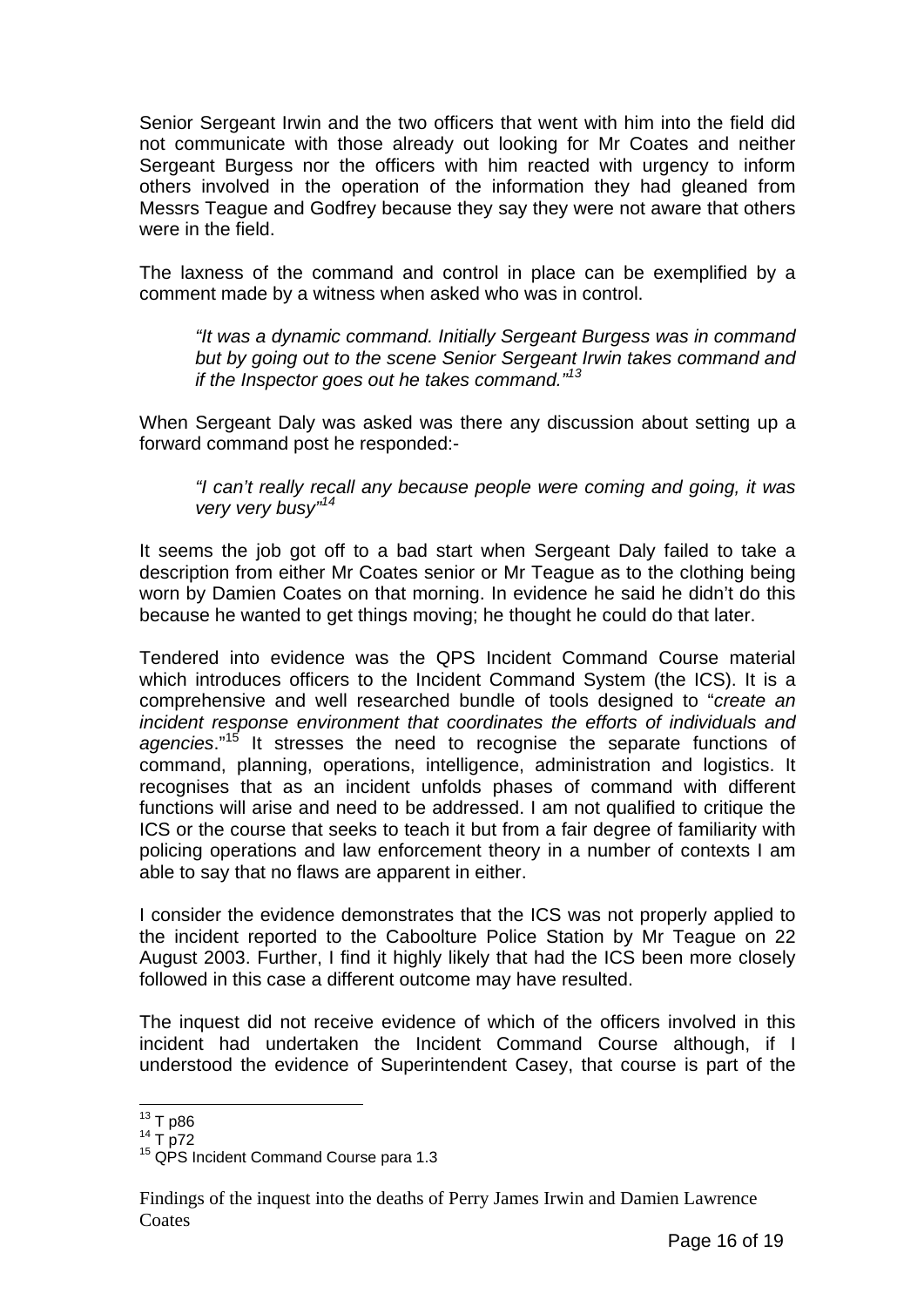Senior Sergeant Irwin and the two officers that went with him into the field did not communicate with those already out looking for Mr Coates and neither Sergeant Burgess nor the officers with him reacted with urgency to inform others involved in the operation of the information they had gleaned from Messrs Teague and Godfrey because they say they were not aware that others were in the field.

The laxness of the command and control in place can be exemplified by a comment made by a witness when asked who was in control.

> *"It was a dynamic command. Initially Sergeant Burgess was in command but by going out to the scene Senior Sergeant Irwin takes command and if the Inspector goes out he takes command."*[13]

When Sergeant Daly was asked was there any discussion about setting up a forward command post he responded:-

> *"I can't really recall any because people were coming and going, it was very very busy"*[14]

It seems the job got off to a bad start when Sergeant Daly failed to take a description from either Mr Coates senior or Mr Teague as to the clothing being worn by Damien Coates on that morning. In evidence he said he didn't do this because he wanted to get things moving; he thought he could do that later.

Tendered into evidence was the QPS Incident Command Course material which introduces officers to the Incident Command System (the ICS). It is a comprehensive and well researched bundle of tools designed to "*create an incident response environment that coordinates the efforts of individuals and agencies*."[15] It stresses the need to recognise the separate functions of command, planning, operations, intelligence, administration and logistics. It recognises that as an incident unfolds phases of command with different functions will arise and need to be addressed. I am not qualified to critique the ICS or the course that seeks to teach it but from a fair degree of familiarity with policing operations and law enforcement theory in a number of contexts I am able to say that no flaws are apparent in either.

I consider the evidence demonstrates that the ICS was not properly applied to the incident reported to the Caboolture Police Station by Mr Teague on 22 August 2003. Further, I find it highly likely that had the ICS been more closely followed in this case a different outcome may have resulted.

The inquest did not receive evidence of which of the officers involved in this incident had undertaken the Incident Command Course although, if I understood the evidence of Superintendent Casey, that course is part of the

---

[13] T p86

[14] T p72

[15] QPS Incident Command Course para 1.3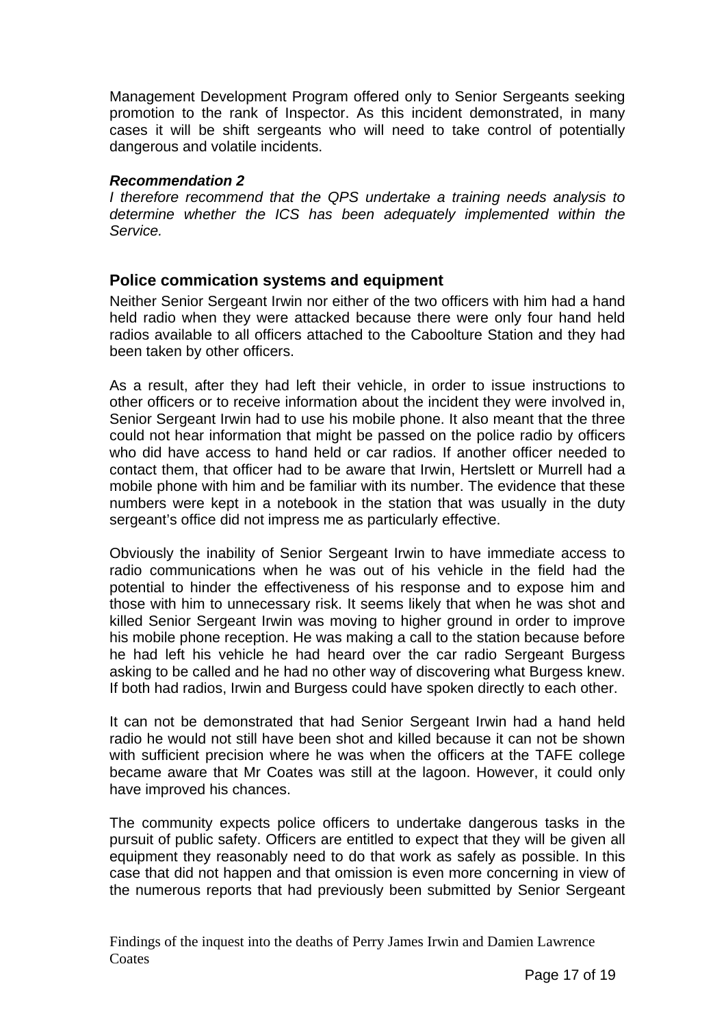Management Development Program offered only to Senior Sergeants seeking promotion to the rank of Inspector. As this incident demonstrated, in many cases it will be shift sergeants who will need to take control of potentially dangerous and volatile incidents.

***Recommendation 2***

*I therefore recommend that the QPS undertake a training needs analysis to determine whether the ICS has been adequately implemented within the Service.*

### Police commication systems and equipment

Neither Senior Sergeant Irwin nor either of the two officers with him had a hand held radio when they were attacked because there were only four hand held radios available to all officers attached to the Caboolture Station and they had been taken by other officers.

As a result, after they had left their vehicle, in order to issue instructions to other officers or to receive information about the incident they were involved in, Senior Sergeant Irwin had to use his mobile phone. It also meant that the three could not hear information that might be passed on the police radio by officers who did have access to hand held or car radios. If another officer needed to contact them, that officer had to be aware that Irwin, Hertslett or Murrell had a mobile phone with him and be familiar with its number. The evidence that these numbers were kept in a notebook in the station that was usually in the duty sergeant's office did not impress me as particularly effective.

Obviously the inability of Senior Sergeant Irwin to have immediate access to radio communications when he was out of his vehicle in the field had the potential to hinder the effectiveness of his response and to expose him and those with him to unnecessary risk. It seems likely that when he was shot and killed Senior Sergeant Irwin was moving to higher ground in order to improve his mobile phone reception. He was making a call to the station because before he had left his vehicle he had heard over the car radio Sergeant Burgess asking to be called and he had no other way of discovering what Burgess knew. If both had radios, Irwin and Burgess could have spoken directly to each other.

It can not be demonstrated that had Senior Sergeant Irwin had a hand held radio he would not still have been shot and killed because it can not be shown with sufficient precision where he was when the officers at the TAFE college became aware that Mr Coates was still at the lagoon. However, it could only have improved his chances.

The community expects police officers to undertake dangerous tasks in the pursuit of public safety. Officers are entitled to expect that they will be given all equipment they reasonably need to do that work as safely as possible. In this case that did not happen and that omission is even more concerning in view of the numerous reports that had previously been submitted by Senior Sergeant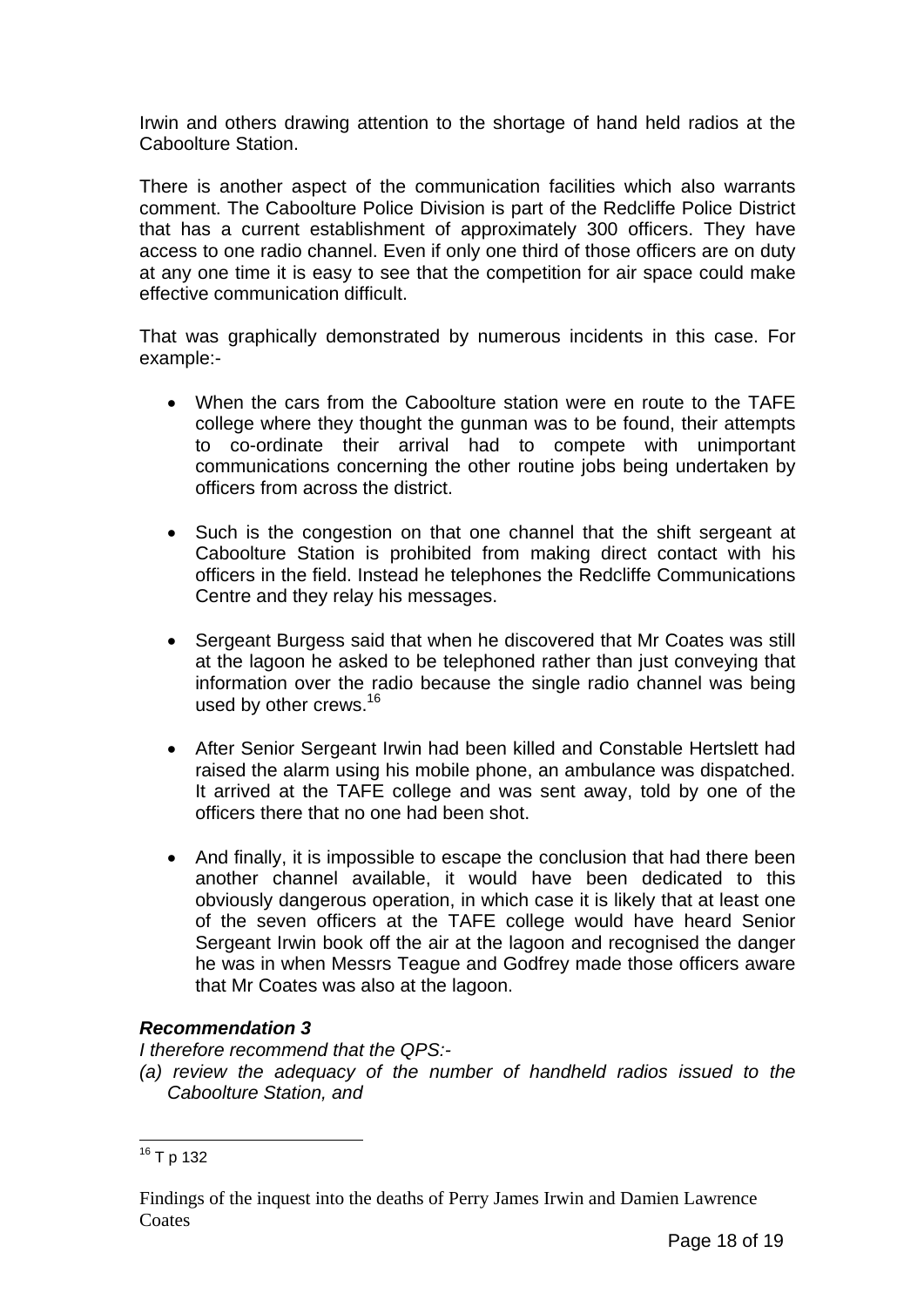Irwin and others drawing attention to the shortage of hand held radios at the Caboolture Station.

There is another aspect of the communication facilities which also warrants comment. The Caboolture Police Division is part of the Redcliffe Police District that has a current establishment of approximately 300 officers. They have access to one radio channel. Even if only one third of those officers are on duty at any one time it is easy to see that the competition for air space could make effective communication difficult.

That was graphically demonstrated by numerous incidents in this case. For example:-

- When the cars from the Caboolture station were en route to the TAFE college where they thought the gunman was to be found, their attempts to co-ordinate their arrival had to compete with unimportant communications concerning the other routine jobs being undertaken by officers from across the district.

- Such is the congestion on that one channel that the shift sergeant at Caboolture Station is prohibited from making direct contact with his officers in the field. Instead he telephones the Redcliffe Communications Centre and they relay his messages.

- Sergeant Burgess said that when he discovered that Mr Coates was still at the lagoon he asked to be telephoned rather than just conveying that information over the radio because the single radio channel was being used by other crews.[16]

- After Senior Sergeant Irwin had been killed and Constable Hertslett had raised the alarm using his mobile phone, an ambulance was dispatched. It arrived at the TAFE college and was sent away, told by one of the officers there that no one had been shot.

- And finally, it is impossible to escape the conclusion that had there been another channel available, it would have been dedicated to this obviously dangerous operation, in which case it is likely that at least one of the seven officers at the TAFE college would have heard Senior Sergeant Irwin book off the air at the lagoon and recognised the danger he was in when Messrs Teague and Godfrey made those officers aware that Mr Coates was also at the lagoon.

***Recommendation 3***

*I therefore recommend that the QPS:-*

*(a) review the adequacy of the number of handheld radios issued to the Caboolture Station, and*

---

[16] T p 132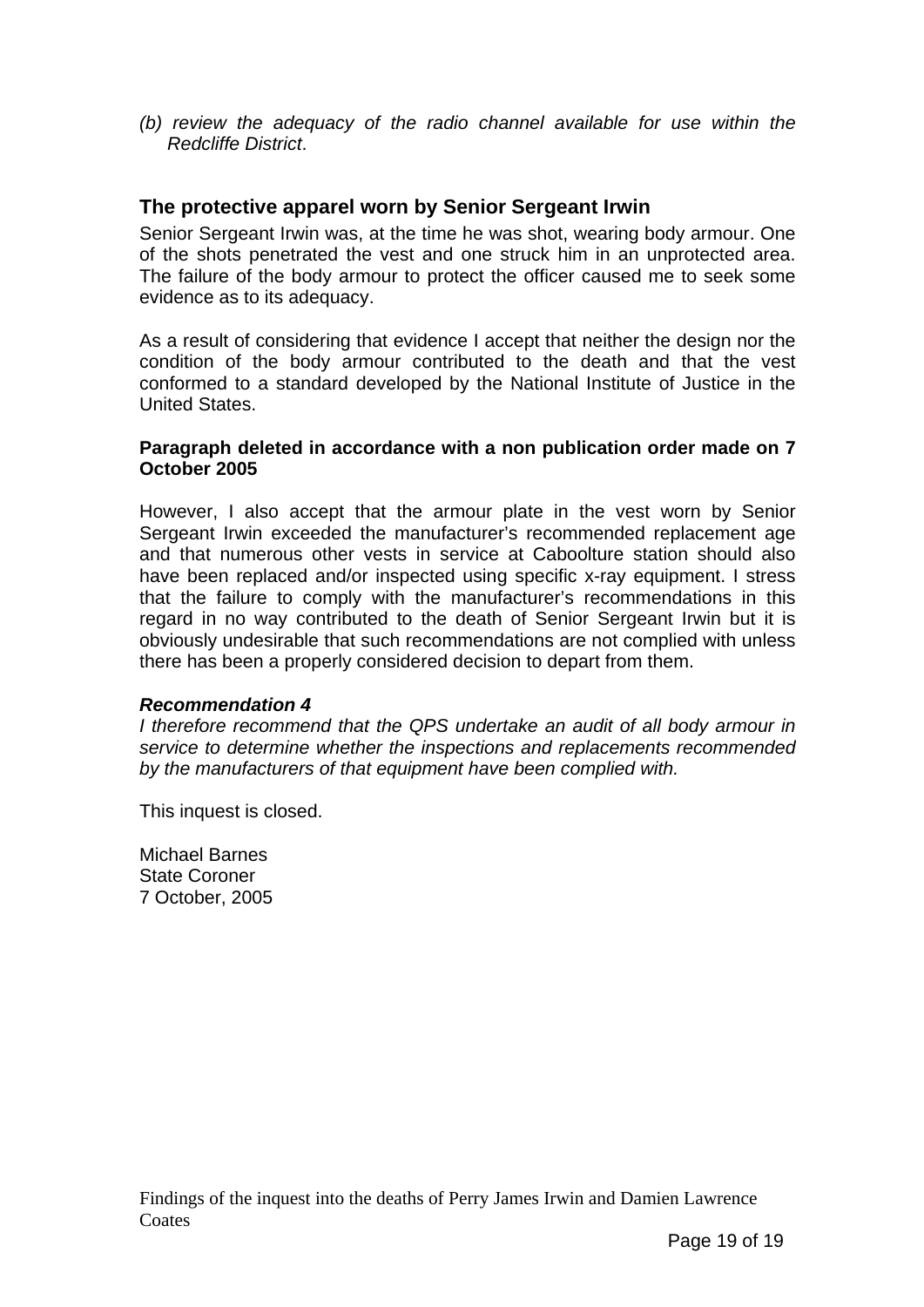*(b) review the adequacy of the radio channel available for use within the Redcliffe District*.

## The protective apparel worn by Senior Sergeant Irwin

Senior Sergeant Irwin was, at the time he was shot, wearing body armour. One of the shots penetrated the vest and one struck him in an unprotected area. The failure of the body armour to protect the officer caused me to seek some evidence as to its adequacy.

As a result of considering that evidence I accept that neither the design nor the condition of the body armour contributed to the death and that the vest conformed to a standard developed by the National Institute of Justice in the United States.

**Paragraph deleted in accordance with a non publication order made on 7 October 2005**

However, I also accept that the armour plate in the vest worn by Senior Sergeant Irwin exceeded the manufacturer's recommended replacement age and that numerous other vests in service at Caboolture station should also have been replaced and/or inspected using specific x-ray equipment. I stress that the failure to comply with the manufacturer's recommendations in this regard in no way contributed to the death of Senior Sergeant Irwin but it is obviously undesirable that such recommendations are not complied with unless there has been a properly considered decision to depart from them.

***Recommendation 4***

*I therefore recommend that the QPS undertake an audit of all body armour in service to determine whether the inspections and replacements recommended by the manufacturers of that equipment have been complied with.*

This inquest is closed.

Michael Barnes
State Coroner
7 October, 2005